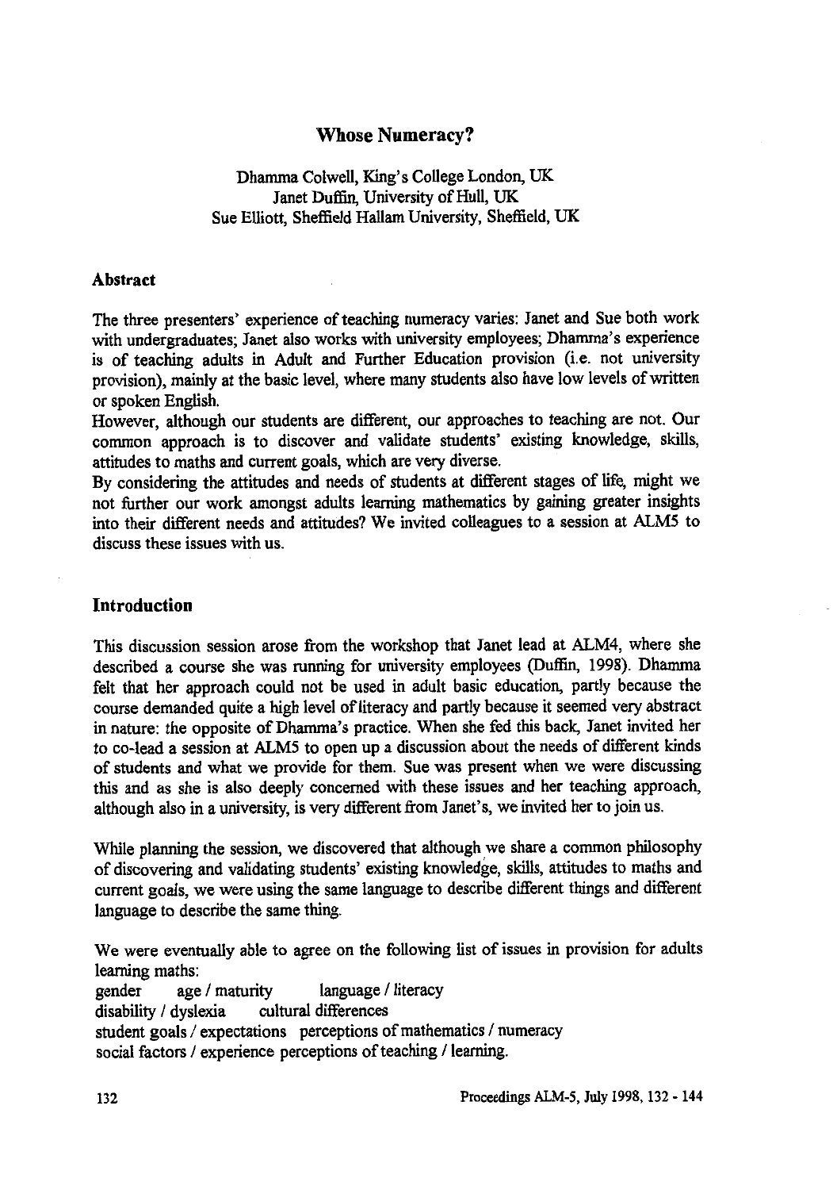# Whose Numeracy?

Dhamma Colwell, King's College London, UK
Janet Duffin, University of Hull, UK
Sue Elliott, Sheffield Hallam University, Sheffield, UK

## Abstract

The three presenters' experience of teaching numeracy varies: Janet and Sue both work with undergraduates; Janet also works with university employees; Dhamma's experience is of teaching adults in Adult and Further Education provision (i.e. not university provision), mainly at the basic level, where many students also have low levels of written or spoken English.

However, although our students are different, our approaches to teaching are not. Our common approach is to discover and validate students' existing knowledge, skills, attitudes to maths and current goals, which are very diverse.

By considering the attitudes and needs of students at different stages of life, might we not further our work amongst adults learning mathematics by gaining greater insights into their different needs and attitudes? We invited colleagues to a session at ALM5 to discuss these issues with us.

## Introduction

This discussion session arose from the workshop that Janet lead at ALM4, where she described a course she was running for university employees (Duffin, 1998). Dhamma felt that her approach could not be used in adult basic education, partly because the course demanded quite a high level of literacy and partly because it seemed very abstract in nature: the opposite of Dhamma's practice. When she fed this back, Janet invited her to co-lead a session at ALM5 to open up a discussion about the needs of different kinds of students and what we provide for them. Sue was present when we were discussing this and as she is also deeply concerned with these issues and her teaching approach, although also in a university, is very different from Janet's, we invited her to join us.

While planning the session, we discovered that although we share a common philosophy of discovering and validating students' existing knowledge, skills, attitudes to maths and current goals, we were using the same language to describe different things and different language to describe the same thing.

We were eventually able to agree on the following list of issues in provision for adults learning maths:

gender    age / maturity    language / literacy
disability / dyslexia    cultural differences
student goals / expectations    perceptions of mathematics / numeracy
social factors / experience perceptions of teaching / learning.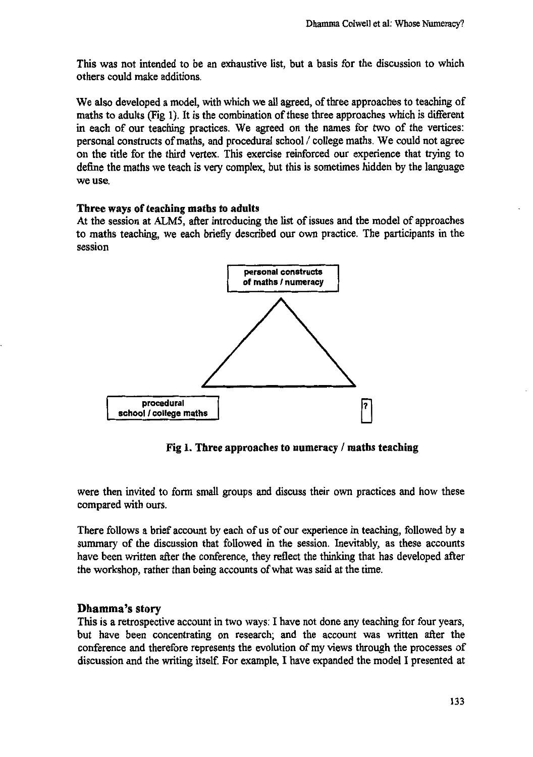This was not intended to be an exhaustive list, but a basis for the discussion to which others could make additions.

We also developed a model, with which we all agreed, of three approaches to teaching of maths to adults (Fig 1). It is the combination of these three approaches which is different in each of our teaching practices. We agreed on the names for two of the vertices: personal constructs of maths, and procedural school / college maths. We could not agree on the title for the third vertex. This exercise reinforced our experience that trying to define the maths we teach is very complex, but this is sometimes hidden by the language we use.

**Three ways of teaching maths to adults**

At the session at ALM5, after introducing the list of issues and the model of approaches to maths teaching, we each briefly described our own practice. The participants in the session were then invited to form small groups and discuss their own practices and how these compared with ours.

**personal constructs of maths / numeracy**

**procedural school / college maths**

**?**

**Fig 1. Three approaches to numeracy / maths teaching**

There follows a brief account by each of us of our experience in teaching, followed by a summary of the discussion that followed in the session. Inevitably, as these accounts have been written after the conference, they reflect the thinking that has developed after the workshop, rather than being accounts of what was said at the time.

## Dhamma's story

This is a retrospective account in two ways: I have not done any teaching for four years, but have been concentrating on research; and the account was written after the conference and therefore represents the evolution of my views through the processes of discussion and the writing itself. For example, I have expanded the model I presented at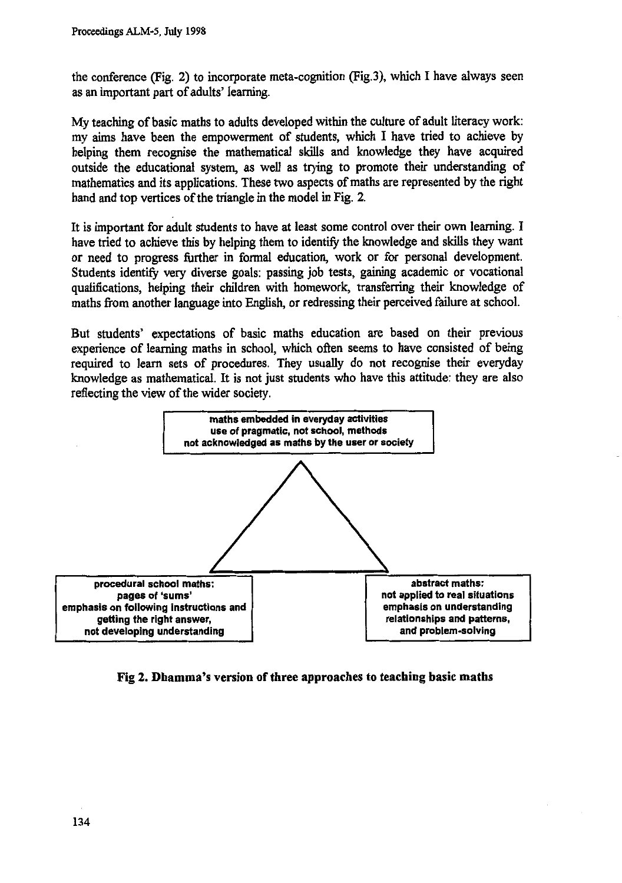the conference (Fig. 2) to incorporate meta-cognition (Fig.3), which I have always seen as an important part of adults' learning.

My teaching of basic maths to adults developed within the culture of adult literacy work: my aims have been the empowerment of students, which I have tried to achieve by helping them recognise the mathematical skills and knowledge they have acquired outside the educational system, as well as trying to promote their understanding of mathematics and its applications. These two aspects of maths are represented by the right hand and top vertices of the triangle in the model in Fig. 2.

It is important for adult students to have at least some control over their own learning. I have tried to achieve this by helping them to identify the knowledge and skills they want or need to progress further in formal education, work or for personal development. Students identify very diverse goals: passing job tests, gaining academic or vocational qualifications, helping their children with homework, transferring their knowledge of maths from another language into English, or redressing their perceived failure at school.

But students' expectations of basic maths education are based on their previous experience of learning maths in school, which often seems to have consisted of being required to learn sets of procedures. They usually do not recognise their everyday knowledge as mathematical. It is not just students who have this attitude: they are also reflecting the view of the wider society.

**maths embedded in everyday activities**
**use of pragmatic, not school, methods**
**not acknowledged as maths by the user or society**

**procedural school maths:**
**pages of 'sums'**
**emphasis on following instructions and getting the right answer,**
**not developing understanding**

**abstract maths:**
**not applied to real situations**
**emphasis on understanding relationships and patterns,**
**and problem-solving**

**Fig 2. Dhamma's version of three approaches to teaching basic maths**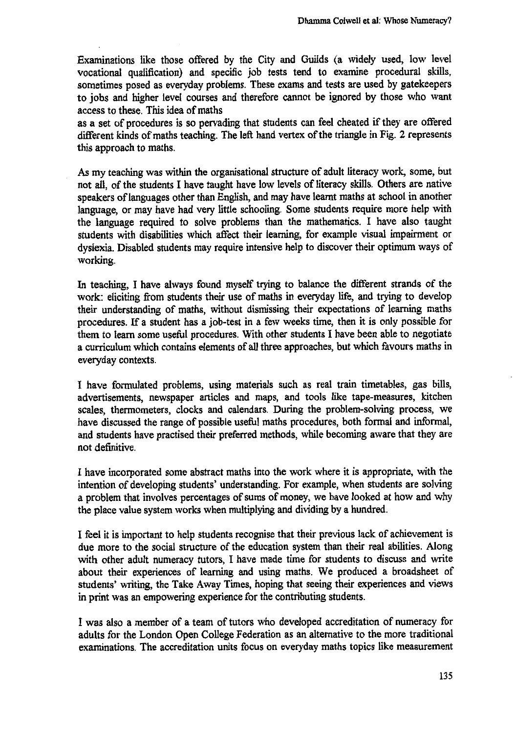Examinations like those offered by the City and Guilds (a widely used, low level vocational qualification) and specific job tests tend to examine procedural skills, sometimes posed as everyday problems. These exams and tests are used by gatekeepers to jobs and higher level courses and therefore cannot be ignored by those who want access to these. This idea of maths as a set of procedures is so pervading that students can feel cheated if they are offered different kinds of maths teaching. The left hand vertex of the triangle in Fig. 2 represents this approach to maths.

As my teaching was within the organisational structure of adult literacy work, some, but not all, of the students I have taught have low levels of literacy skills. Others are native speakers of languages other than English, and may have learnt maths at school in another language, or may have had very little schooling. Some students require more help with the language required to solve problems than the mathematics. I have also taught students with disabilities which affect their learning, for example visual impairment or dyslexia. Disabled students may require intensive help to discover their optimum ways of working.

In teaching, I have always found myself trying to balance the different strands of the work: eliciting from students their use of maths in everyday life, and trying to develop their understanding of maths, without dismissing their expectations of learning maths procedures. If a student has a job-test in a few weeks time, then it is only possible for them to learn some useful procedures. With other students I have been able to negotiate a curriculum which contains elements of all three approaches, but which favours maths in everyday contexts.

I have formulated problems, using materials such as real train timetables, gas bills, advertisements, newspaper articles and maps, and tools like tape-measures, kitchen scales, thermometers, clocks and calendars. During the problem-solving process, we have discussed the range of possible useful maths procedures, both formal and informal, and students have practised their preferred methods, while becoming aware that they are not definitive.

I have incorporated some abstract maths into the work where it is appropriate, with the intention of developing students' understanding. For example, when students are solving a problem that involves percentages of sums of money, we have looked at how and why the place value system works when multiplying and dividing by a hundred.

I feel it is important to help students recognise that their previous lack of achievement is due more to the social structure of the education system than their real abilities. Along with other adult numeracy tutors, I have made time for students to discuss and write about their experiences of learning and using maths. We produced a broadsheet of students' writing, the Take Away Times, hoping that seeing their experiences and views in print was an empowering experience for the contributing students.

I was also a member of a team of tutors who developed accreditation of numeracy for adults for the London Open College Federation as an alternative to the more traditional examinations. The accreditation units focus on everyday maths topics like measurement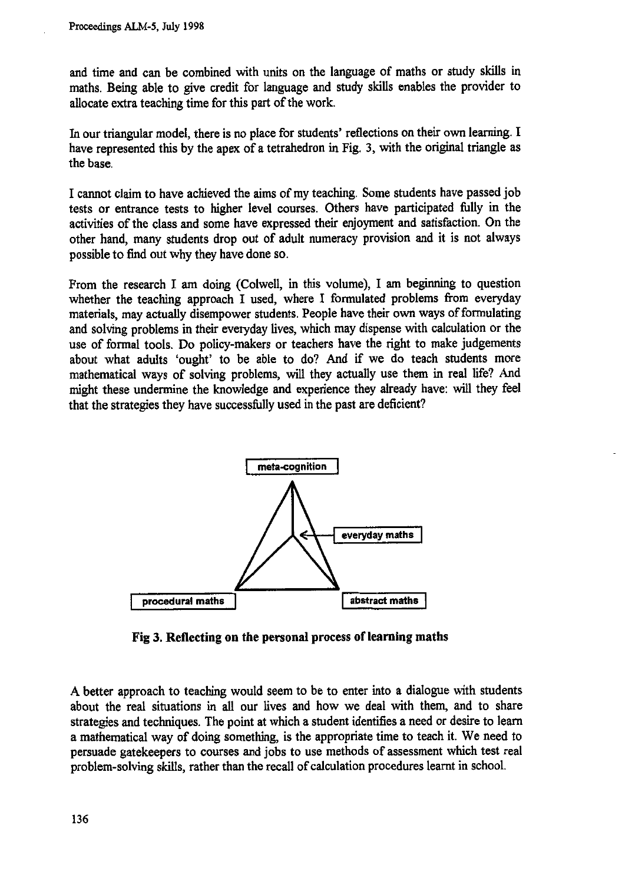and time and can be combined with units on the language of maths or study skills in maths. Being able to give credit for language and study skills enables the provider to allocate extra teaching time for this part of the work.

In our triangular model, there is no place for students' reflections on their own learning. I have represented this by the apex of a tetrahedron in Fig. 3, with the original triangle as the base.

I cannot claim to have achieved the aims of my teaching. Some students have passed job tests or entrance tests to higher level courses. Others have participated fully in the activities of the class and some have expressed their enjoyment and satisfaction. On the other hand, many students drop out of adult numeracy provision and it is not always possible to find out why they have done so.

From the research I am doing (Colwell, in this volume), I am beginning to question whether the teaching approach I used, where I formulated problems from everyday materials, may actually disempower students. People have their own ways of formulating and solving problems in their everyday lives, which may dispense with calculation or the use of formal tools. Do policy-makers or teachers have the right to make judgements about what adults 'ought' to be able to do? And if we do teach students more mathematical ways of solving problems, will they actually use them in real life? And might these undermine the knowledge and experience they already have: will they feel that the strategies they have successfully used in the past are deficient?

meta-cognition

everyday maths

procedural maths

abstract maths

**Fig 3. Reflecting on the personal process of learning maths**

A better approach to teaching would seem to be to enter into a dialogue with students about the real situations in all our lives and how we deal with them, and to share strategies and techniques. The point at which a student identifies a need or desire to learn a mathematical way of doing something, is the appropriate time to teach it. We need to persuade gatekeepers to courses and jobs to use methods of assessment which test real problem-solving skills, rather than the recall of calculation procedures learnt in school.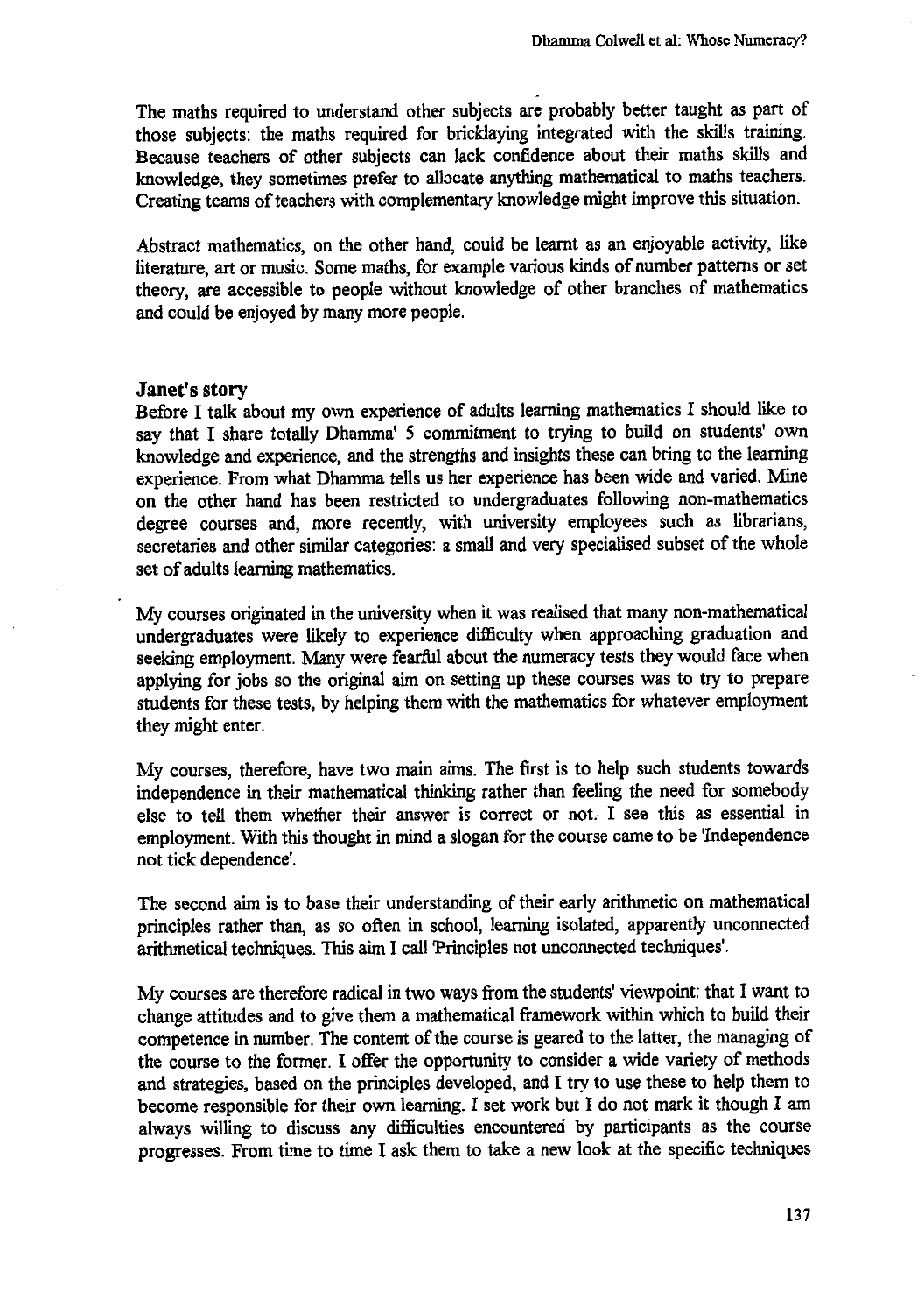The maths required to understand other subjects are probably better taught as part of those subjects: the maths required for bricklaying integrated with the skills training. Because teachers of other subjects can lack confidence about their maths skills and knowledge, they sometimes prefer to allocate anything mathematical to maths teachers. Creating teams of teachers with complementary knowledge might improve this situation.

Abstract mathematics, on the other hand, could be learnt as an enjoyable activity, like literature, art or music. Some maths, for example various kinds of number patterns or set theory, are accessible to people without knowledge of other branches of mathematics and could be enjoyed by many more people.

### Janet's story

Before I talk about my own experience of adults learning mathematics I should like to say that I share totally Dhamma' 5 commitment to trying to build on students' own knowledge and experience, and the strengths and insights these can bring to the learning experience. From what Dhamma tells us her experience has been wide and varied. Mine on the other hand has been restricted to undergraduates following non-mathematics degree courses and, more recently, with university employees such as librarians, secretaries and other similar categories: a small and very specialised subset of the whole set of adults learning mathematics.

My courses originated in the university when it was realised that many non-mathematical undergraduates were likely to experience difficulty when approaching graduation and seeking employment. Many were fearful about the numeracy tests they would face when applying for jobs so the original aim on setting up these courses was to try to prepare students for these tests, by helping them with the mathematics for whatever employment they might enter.

My courses, therefore, have two main aims. The first is to help such students towards independence in their mathematical thinking rather than feeling the need for somebody else to tell them whether their answer is correct or not. I see this as essential in employment. With this thought in mind a slogan for the course came to be 'Independence not tick dependence'.

The second aim is to base their understanding of their early arithmetic on mathematical principles rather than, as so often in school, learning isolated, apparently unconnected arithmetical techniques. This aim I call 'Principles not unconnected techniques'.

My courses are therefore radical in two ways from the students' viewpoint: that I want to change attitudes and to give them a mathematical framework within which to build their competence in number. The content of the course is geared to the latter, the managing of the course to the former. I offer the opportunity to consider a wide variety of methods and strategies, based on the principles developed, and I try to use these to help them to become responsible for their own learning. I set work but I do not mark it though I am always willing to discuss any difficulties encountered by participants as the course progresses. From time to time I ask them to take a new look at the specific techniques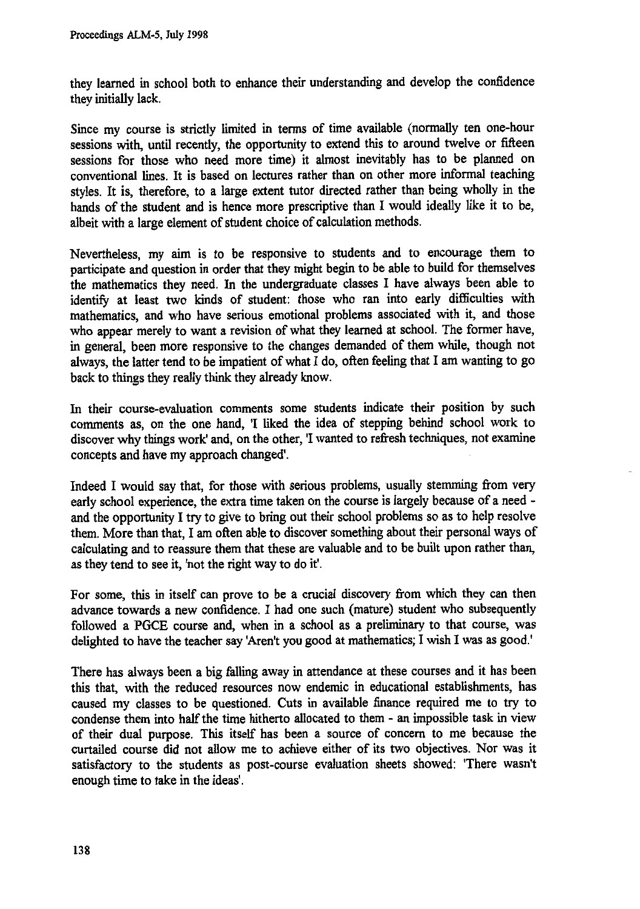they learned in school both to enhance their understanding and develop the confidence they initially lack.

Since my course is strictly limited in terms of time available (normally ten one-hour sessions with, until recently, the opportunity to extend this to around twelve or fifteen sessions for those who need more time) it almost inevitably has to be planned on conventional lines. It is based on lectures rather than on other more informal teaching styles. It is, therefore, to a large extent tutor directed rather than being wholly in the hands of the student and is hence more prescriptive than I would ideally like it to be, albeit with a large element of student choice of calculation methods.

Nevertheless, my aim is to be responsive to students and to encourage them to participate and question in order that they might begin to be able to build for themselves the mathematics they need. In the undergraduate classes I have always been able to identify at least two kinds of student: those who ran into early difficulties with mathematics, and who have serious emotional problems associated with it, and those who appear merely to want a revision of what they learned at school. The former have, in general, been more responsive to the changes demanded of them while, though not always, the latter tend to be impatient of what I do, often feeling that I am wanting to go back to things they really think they already know.

In their course-evaluation comments some students indicate their position by such comments as, on the one hand, 'I liked the idea of stepping behind school work to discover why things work' and, on the other, 'I wanted to refresh techniques, not examine concepts and have my approach changed'.

Indeed I would say that, for those with serious problems, usually stemming from very early school experience, the extra time taken on the course is largely because of a need - and the opportunity I try to give to bring out their school problems so as to help resolve them. More than that, I am often able to discover something about their personal ways of calculating and to reassure them that these are valuable and to be built upon rather than, as they tend to see it, 'not the right way to do it'.

For some, this in itself can prove to be a crucial discovery from which they can then advance towards a new confidence. I had one such (mature) student who subsequently followed a PGCE course and, when in a school as a preliminary to that course, was delighted to have the teacher say 'Aren't you good at mathematics; I wish I was as good.'

There has always been a big falling away in attendance at these courses and it has been this that, with the reduced resources now endemic in educational establishments, has caused my classes to be questioned. Cuts in available finance required me to try to condense them into half the time hitherto allocated to them - an impossible task in view of their dual purpose. This itself has been a source of concern to me because the curtailed course did not allow me to achieve either of its two objectives. Nor was it satisfactory to the students as post-course evaluation sheets showed: 'There wasn't enough time to take in the ideas'.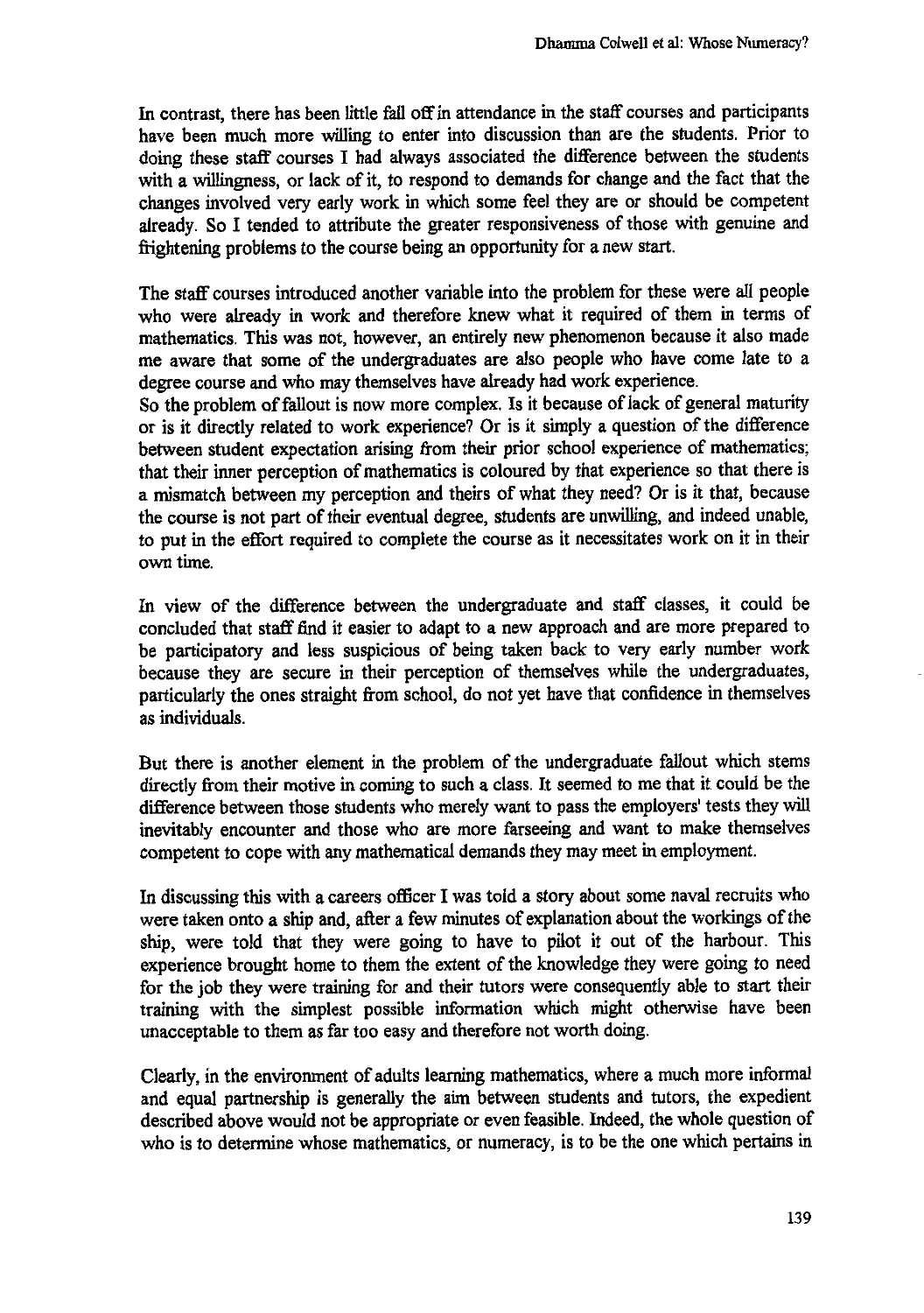In contrast, there has been little fall off in attendance in the staff courses and participants have been much more willing to enter into discussion than are the students. Prior to doing these staff courses I had always associated the difference between the students with a willingness, or lack of it, to respond to demands for change and the fact that the changes involved very early work in which some feel they are or should be competent already. So I tended to attribute the greater responsiveness of those with genuine and frightening problems to the course being an opportunity for a new start.

The staff courses introduced another variable into the problem for these were all people who were already in work and therefore knew what it required of them in terms of mathematics. This was not, however, an entirely new phenomenon because it also made me aware that some of the undergraduates are also people who have come late to a degree course and who may themselves have already had work experience.
So the problem of fallout is now more complex. Is it because of lack of general maturity or is it directly related to work experience? Or is it simply a question of the difference between student expectation arising from their prior school experience of mathematics; that their inner perception of mathematics is coloured by that experience so that there is a mismatch between my perception and theirs of what they need? Or is it that, because the course is not part of their eventual degree, students are unwilling, and indeed unable, to put in the effort required to complete the course as it necessitates work on it in their own time.

In view of the difference between the undergraduate and staff classes, it could be concluded that staff find it easier to adapt to a new approach and are more prepared to be participatory and less suspicious of being taken back to very early number work because they are secure in their perception of themselves while the undergraduates, particularly the ones straight from school, do not yet have that confidence in themselves as individuals.

But there is another element in the problem of the undergraduate fallout which stems directly from their motive in coming to such a class. It seemed to me that it could be the difference between those students who merely want to pass the employers' tests they will inevitably encounter and those who are more farseeing and want to make themselves competent to cope with any mathematical demands they may meet in employment.

In discussing this with a careers officer I was told a story about some naval recruits who were taken onto a ship and, after a few minutes of explanation about the workings of the ship, were told that they were going to have to pilot it out of the harbour. This experience brought home to them the extent of the knowledge they were going to need for the job they were training for and their tutors were consequently able to start their training with the simplest possible information which might otherwise have been unacceptable to them as far too easy and therefore not worth doing.

Clearly, in the environment of adults learning mathematics, where a much more informal and equal partnership is generally the aim between students and tutors, the expedient described above would not be appropriate or even feasible. Indeed, the whole question of who is to determine whose mathematics, or numeracy, is to be the one which pertains in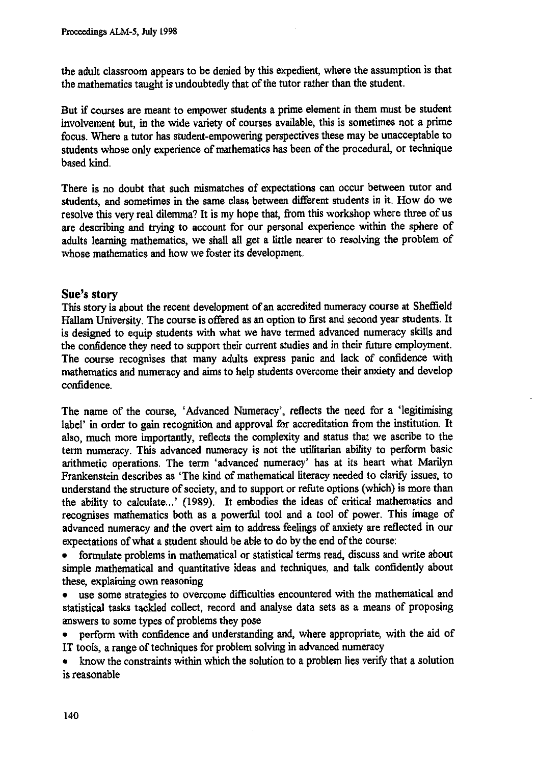the adult classroom appears to be denied by this expedient, where the assumption is that the mathematics taught is undoubtedly that of the tutor rather than the student.

But if courses are meant to empower students a prime element in them must be student involvement but, in the wide variety of courses available, this is sometimes not a prime focus. Where a tutor has student-empowering perspectives these may be unacceptable to students whose only experience of mathematics has been of the procedural, or technique based kind.

There is no doubt that such mismatches of expectations can occur between tutor and students, and sometimes in the same class between different students in it. How do we resolve this very real dilemma? It is my hope that, from this workshop where three of us are describing and trying to account for our personal experience within the sphere of adults learning mathematics, we shall all get a little nearer to resolving the problem of whose mathematics and how we foster its development.

## Sue's story

This story is about the recent development of an accredited numeracy course at Sheffield Hallam University. The course is offered as an option to first and second year students. It is designed to equip students with what we have termed advanced numeracy skills and the confidence they need to support their current studies and in their future employment. The course recognises that many adults express panic and lack of confidence with mathematics and numeracy and aims to help students overcome their anxiety and develop confidence.

The name of the course, 'Advanced Numeracy', reflects the need for a 'legitimising label' in order to gain recognition and approval for accreditation from the institution. It also, much more importantly, reflects the complexity and status that we ascribe to the term numeracy. This advanced numeracy is not the utilitarian ability to perform basic arithmetic operations. The term 'advanced numeracy' has at its heart what Marilyn Frankenstein describes as 'The kind of mathematical literacy needed to clarify issues, to understand the structure of society, and to support or refute options (which) is more than the ability to calculate...' (1989). It embodies the ideas of critical mathematics and recognises mathematics both as a powerful tool and a tool of power. This image of advanced numeracy and the overt aim to address feelings of anxiety are reflected in our expectations of what a student should be able to do by the end of the course:

- formulate problems in mathematical or statistical terms read, discuss and write about simple mathematical and quantitative ideas and techniques, and talk confidently about these, explaining own reasoning
- use some strategies to overcome difficulties encountered with the mathematical and statistical tasks tackled collect, record and analyse data sets as a means of proposing answers to some types of problems they pose
- perform with confidence and understanding and, where appropriate, with the aid of IT tools, a range of techniques for problem solving in advanced numeracy
- know the constraints within which the solution to a problem lies verify that a solution is reasonable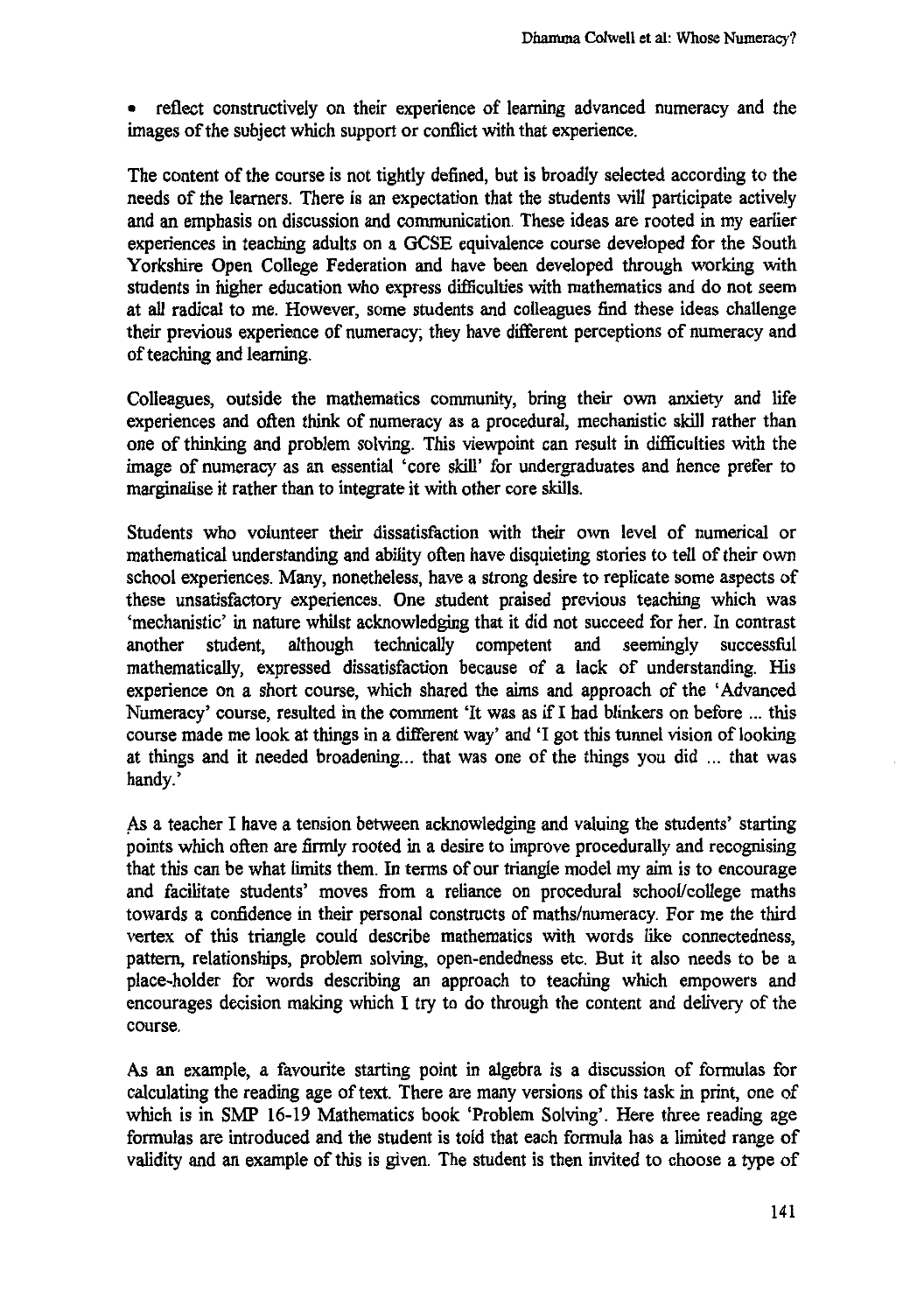- reflect constructively on their experience of learning advanced numeracy and the images of the subject which support or conflict with that experience.

The content of the course is not tightly defined, but is broadly selected according to the needs of the learners. There is an expectation that the students will participate actively and an emphasis on discussion and communication. These ideas are rooted in my earlier experiences in teaching adults on a GCSE equivalence course developed for the South Yorkshire Open College Federation and have been developed through working with students in higher education who express difficulties with mathematics and do not seem at all radical to me. However, some students and colleagues find these ideas challenge their previous experience of numeracy; they have different perceptions of numeracy and of teaching and learning.

Colleagues, outside the mathematics community, bring their own anxiety and life experiences and often think of numeracy as a procedural, mechanistic skill rather than one of thinking and problem solving. This viewpoint can result in difficulties with the image of numeracy as an essential 'core skill' for undergraduates and hence prefer to marginalise it rather than to integrate it with other core skills.

Students who volunteer their dissatisfaction with their own level of numerical or mathematical understanding and ability often have disquieting stories to tell of their own school experiences. Many, nonetheless, have a strong desire to replicate some aspects of these unsatisfactory experiences. One student praised previous teaching which was 'mechanistic' in nature whilst acknowledging that it did not succeed for her. In contrast another student, although technically competent and seemingly successful mathematically, expressed dissatisfaction because of a lack of understanding. His experience on a short course, which shared the aims and approach of the 'Advanced Numeracy' course, resulted in the comment 'It was as if I had blinkers on before ... this course made me look at things in a different way' and 'I got this tunnel vision of looking at things and it needed broadening... that was one of the things you did ... that was handy.'

As a teacher I have a tension between acknowledging and valuing the students' starting points which often are firmly rooted in a desire to improve procedurally and recognising that this can be what limits them. In terms of our triangle model my aim is to encourage and facilitate students' moves from a reliance on procedural school/college maths towards a confidence in their personal constructs of maths/numeracy. For me the third vertex of this triangle could describe mathematics with words like connectedness, pattern, relationships, problem solving, open-endedness etc. But it also needs to be a place-holder for words describing an approach to teaching which empowers and encourages decision making which I try to do through the content and delivery of the course.

As an example, a favourite starting point in algebra is a discussion of formulas for calculating the reading age of text. There are many versions of this task in print, one of which is in SMP 16-19 Mathematics book 'Problem Solving'. Here three reading age formulas are introduced and the student is told that each formula has a limited range of validity and an example of this is given. The student is then invited to choose a type of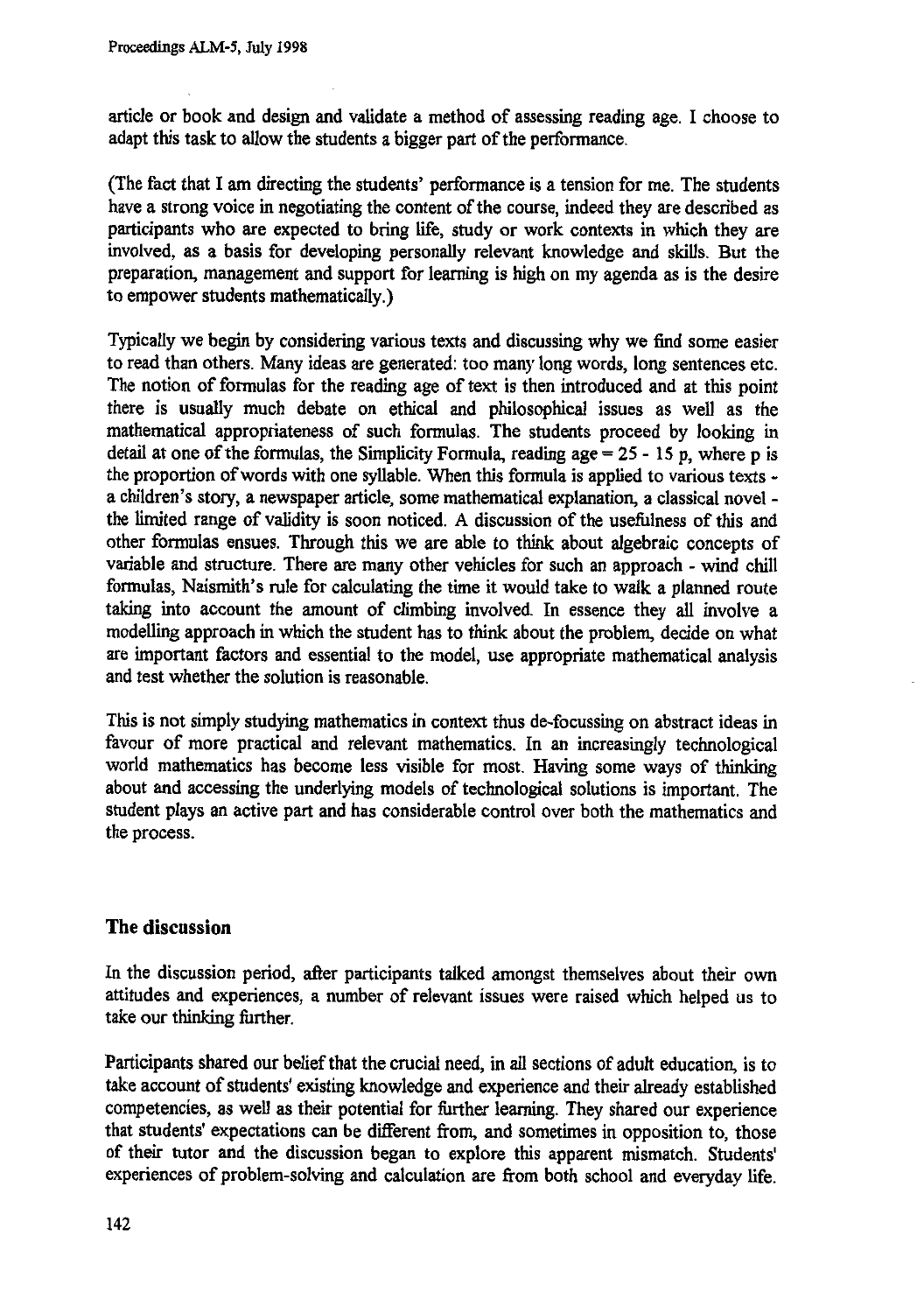article or book and design and validate a method of assessing reading age. I choose to adapt this task to allow the students a bigger part of the performance.

(The fact that I am directing the students' performance is a tension for me. The students have a strong voice in negotiating the content of the course, indeed they are described as participants who are expected to bring life, study or work contexts in which they are involved, as a basis for developing personally relevant knowledge and skills. But the preparation, management and support for learning is high on my agenda as is the desire to empower students mathematically.)

Typically we begin by considering various texts and discussing why we find some easier to read than others. Many ideas are generated: too many long words, long sentences etc. The notion of formulas for the reading age of text is then introduced and at this point there is usually much debate on ethical and philosophical issues as well as the mathematical appropriateness of such formulas. The students proceed by looking in detail at one of the formulas, the Simplicity Formula, reading age = $25 - 15p$, where p is the proportion of words with one syllable. When this formula is applied to various texts - a children's story, a newspaper article, some mathematical explanation, a classical novel - the limited range of validity is soon noticed. A discussion of the usefulness of this and other formulas ensues. Through this we are able to think about algebraic concepts of variable and structure. There are many other vehicles for such an approach - wind chill formulas, Naismith's rule for calculating the time it would take to walk a planned route taking into account the amount of climbing involved. In essence they all involve a modelling approach in which the student has to think about the problem, decide on what are important factors and essential to the model, use appropriate mathematical analysis and test whether the solution is reasonable.

This is not simply studying mathematics in context thus de-focussing on abstract ideas in favour of more practical and relevant mathematics. In an increasingly technological world mathematics has become less visible for most. Having some ways of thinking about and accessing the underlying models of technological solutions is important. The student plays an active part and has considerable control over both the mathematics and the process.

## The discussion

In the discussion period, after participants talked amongst themselves about their own attitudes and experiences, a number of relevant issues were raised which helped us to take our thinking further.

Participants shared our belief that the crucial need, in all sections of adult education, is to take account of students' existing knowledge and experience and their already established competencies, as well as their potential for further learning. They shared our experience that students' expectations can be different from, and sometimes in opposition to, those of their tutor and the discussion began to explore this apparent mismatch. Students' experiences of problem-solving and calculation are from both school and everyday life.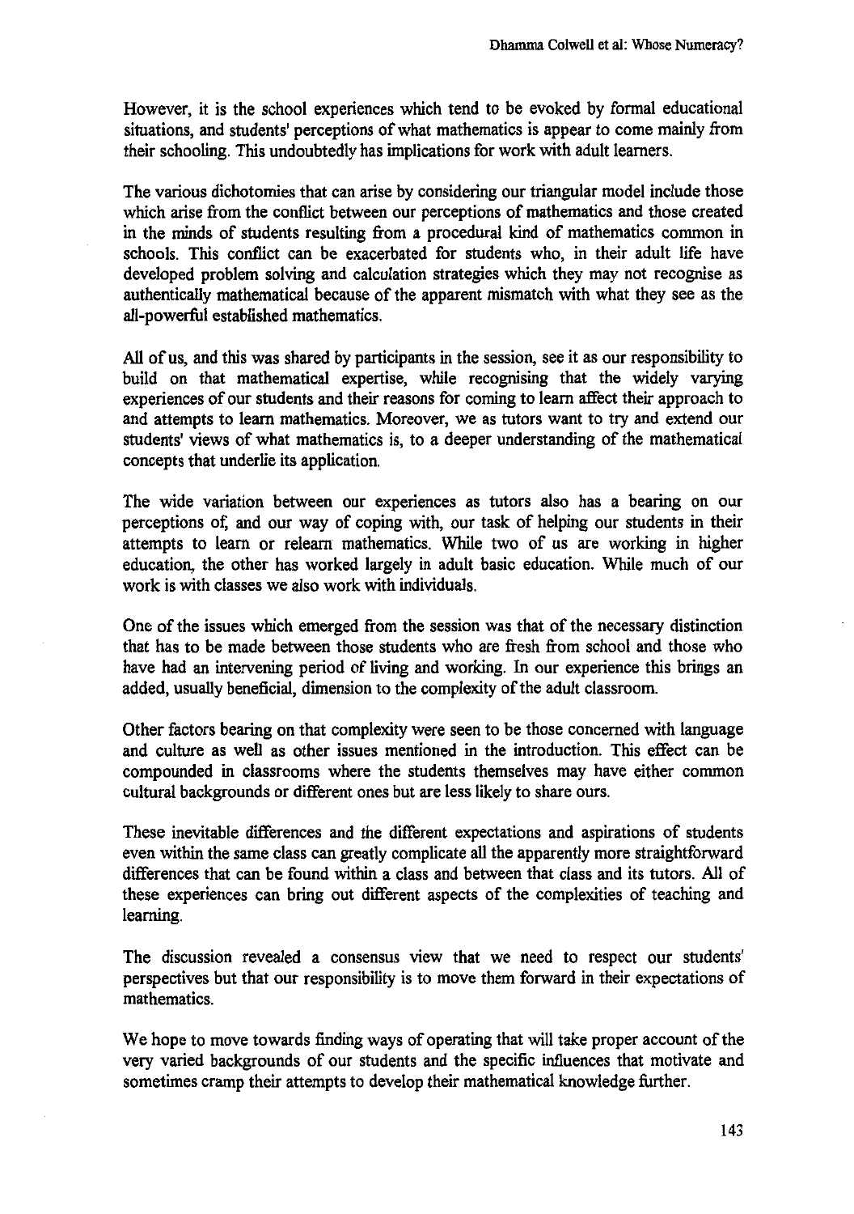However, it is the school experiences which tend to be evoked by formal educational situations, and students' perceptions of what mathematics is appear to come mainly from their schooling. This undoubtedly has implications for work with adult learners.

The various dichotomies that can arise by considering our triangular model include those which arise from the conflict between our perceptions of mathematics and those created in the minds of students resulting from a procedural kind of mathematics common in schools. This conflict can be exacerbated for students who, in their adult life have developed problem solving and calculation strategies which they may not recognise as authentically mathematical because of the apparent mismatch with what they see as the all-powerful established mathematics.

All of us, and this was shared by participants in the session, see it as our responsibility to build on that mathematical expertise, while recognising that the widely varying experiences of our students and their reasons for coming to learn affect their approach to and attempts to learn mathematics. Moreover, we as tutors want to try and extend our students' views of what mathematics is, to a deeper understanding of the mathematical concepts that underlie its application.

The wide variation between our experiences as tutors also has a bearing on our perceptions of, and our way of coping with, our task of helping our students in their attempts to learn or relearn mathematics. While two of us are working in higher education, the other has worked largely in adult basic education. While much of our work is with classes we also work with individuals.

One of the issues which emerged from the session was that of the necessary distinction that has to be made between those students who are fresh from school and those who have had an intervening period of living and working. In our experience this brings an added, usually beneficial, dimension to the complexity of the adult classroom.

Other factors bearing on that complexity were seen to be those concerned with language and culture as well as other issues mentioned in the introduction. This effect can be compounded in classrooms where the students themselves may have either common cultural backgrounds or different ones but are less likely to share ours.

These inevitable differences and the different expectations and aspirations of students even within the same class can greatly complicate all the apparently more straightforward differences that can be found within a class and between that class and its tutors. All of these experiences can bring out different aspects of the complexities of teaching and learning.

The discussion revealed a consensus view that we need to respect our students' perspectives but that our responsibility is to move them forward in their expectations of mathematics.

We hope to move towards finding ways of operating that will take proper account of the very varied backgrounds of our students and the specific influences that motivate and sometimes cramp their attempts to develop their mathematical knowledge further.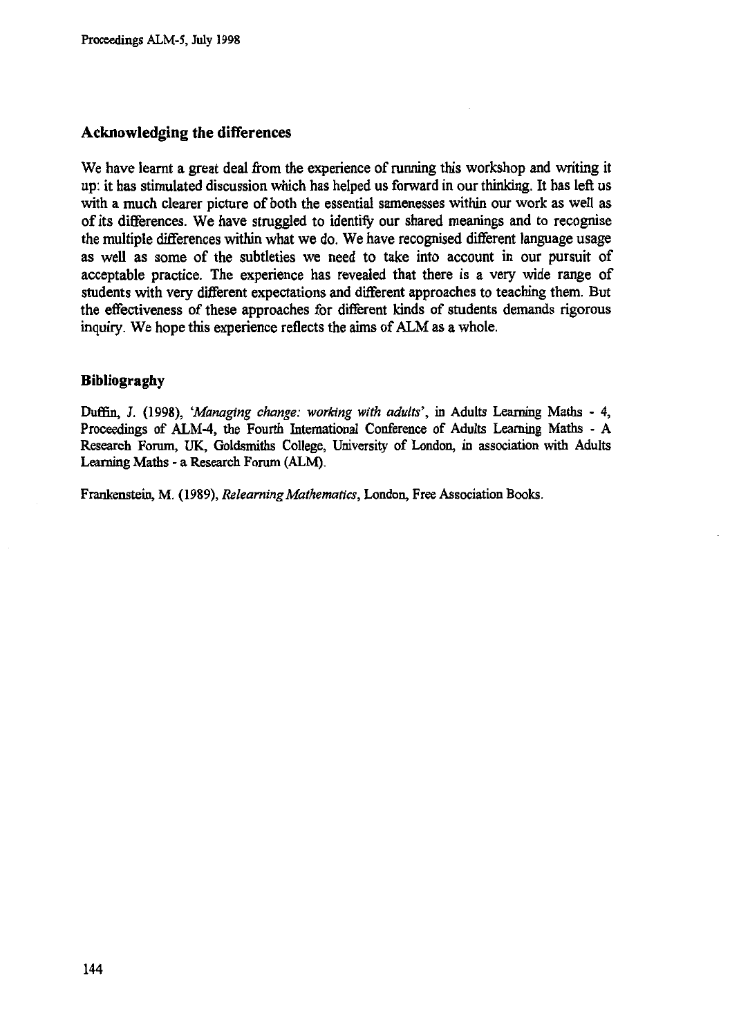## Acknowledging the differences

We have learnt a great deal from the experience of running this workshop and writing it up: it has stimulated discussion which has helped us forward in our thinking. It has left us with a much clearer picture of both the essential samenesses within our work as well as of its differences. We have struggled to identify our shared meanings and to recognise the multiple differences within what we do. We have recognised different language usage as well as some of the subtleties we need to take into account in our pursuit of acceptable practice. The experience has revealed that there is a very wide range of students with very different expectations and different approaches to teaching them. But the effectiveness of these approaches for different kinds of students demands rigorous inquiry. We hope this experience reflects the aims of ALM as a whole.

### Bibliograghy

Duffin, J. (1998), *'Managing change: working with adults'*, in Adults Learning Maths - 4, Proceedings of ALM-4, the Fourth International Conference of Adults Learning Maths - A Research Forum, UK, Goldsmiths College, University of London, in association with Adults Learning Maths - a Research Forum (ALM).

Frankenstein, M. (1989), *Relearning Mathematics*, London, Free Association Books.